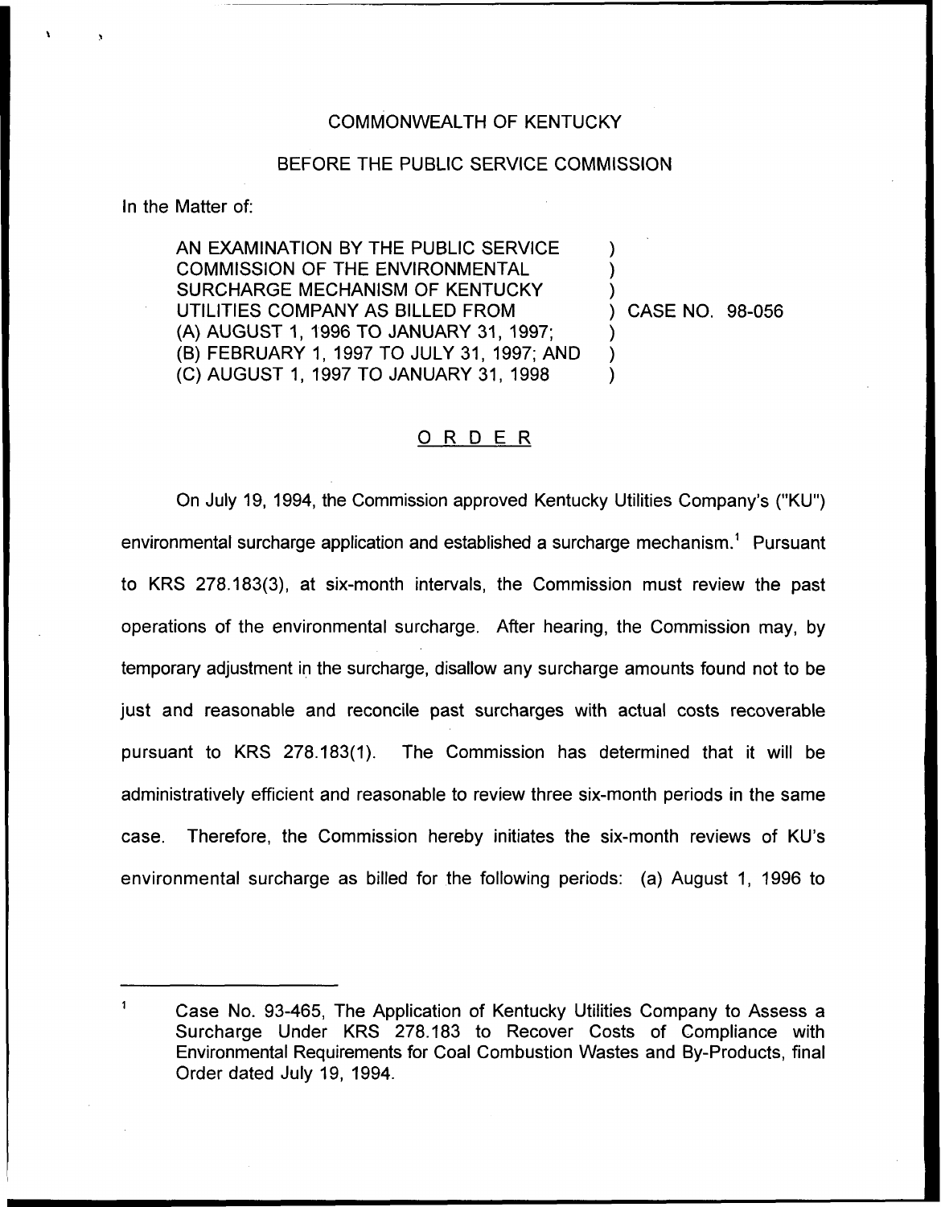COMMONWEALTH OF KENTUCKY

BEFORE THE PUBLIC SERVICE COMMISSION

In the Matter of:

AN EXAMINATION BY THE PUBLIC SERVICE COMMISSION OF THE ENVIRONMENTAL SURCHARGE MECHANISM OF KENTUCKY UTILITIES COMPANY AS BILLED FROM (A) AUGUST 1, 1996 TO JANUARY 31, 1997; (B) FEBRUARY 1, 1997 TO JULY 31, 1997; AND (C) AUGUST 1, 1997 TO JANUARY 31, 1998 ) CASE NO. 98-056

## ORDER

On July 19, 1994, the Commission approved Kentucky Utilities Company's ("KU") environmental surcharge application and established a surcharge mechanism.[1] Pursuant to KRS 278.183(3), at six-month intervals, the Commission must review the past operations of the environmental surcharge. After hearing, the Commission may, by temporary adjustment in the surcharge, disallow any surcharge amounts found not to be just and reasonable and reconcile past surcharges with actual costs recoverable pursuant to KRS 278.183(1). The Commission has determined that it will be administratively efficient and reasonable to review three six-month periods in the same case. Therefore, the Commission hereby initiates the six-month reviews of KU's environmental surcharge as billed for the following periods: (a) August 1, 1996 to

---

[1] Case No. 93-465, The Application of Kentucky Utilities Company to Assess a Surcharge Under KRS 278.183 to Recover Costs of Compliance with Environmental Requirements for Coal Combustion Wastes and By-Products, final Order dated July 19, 1994.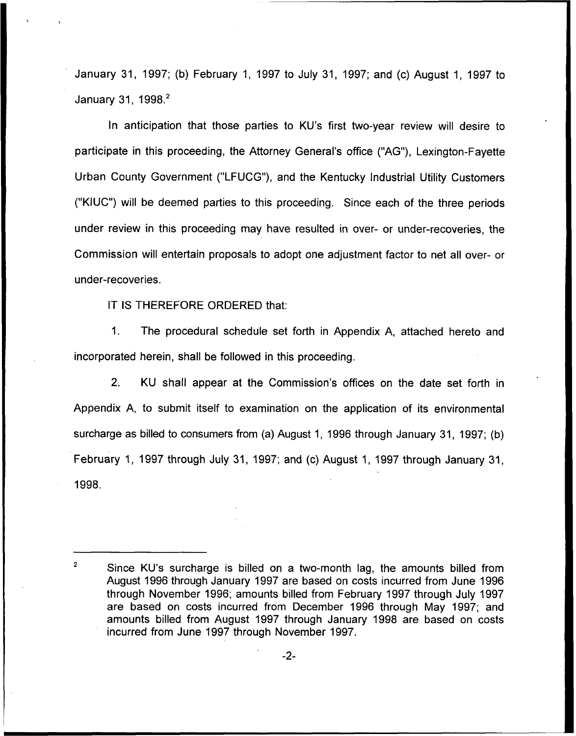January 31, 1997; (b) February 1, 1997 to July 31, 1997; and (c) August 1, 1997 to January 31, 1998.[2]

In anticipation that those parties to KU's first two-year review will desire to participate in this proceeding, the Attorney General's office ("AG"), Lexington-Fayette Urban County Government ("LFUCG"), and the Kentucky Industrial Utility Customers ("KIUC") will be deemed parties to this proceeding. Since each of the three periods under review in this proceeding may have resulted in over- or under-recoveries, the Commission will entertain proposals to adopt one adjustment factor to net all over- or under-recoveries.

IT IS THEREFORE ORDERED that:

1. The procedural schedule set forth in Appendix A, attached hereto and incorporated herein, shall be followed in this proceeding.

2. KU shall appear at the Commission's offices on the date set forth in Appendix A, to submit itself to examination on the application of its environmental surcharge as billed to consumers from (a) August 1, 1996 through January 31, 1997; (b) February 1, 1997 through July 31, 1997; and (c) August 1, 1997 through January 31, 1998.

---

[2] Since KU's surcharge is billed on a two-month lag, the amounts billed from August 1996 through January 1997 are based on costs incurred from June 1996 through November 1996; amounts billed from February 1997 through July 1997 are based on costs incurred from December 1996 through May 1997; and amounts billed from August 1997 through January 1998 are based on costs incurred from June 1997 through November 1997.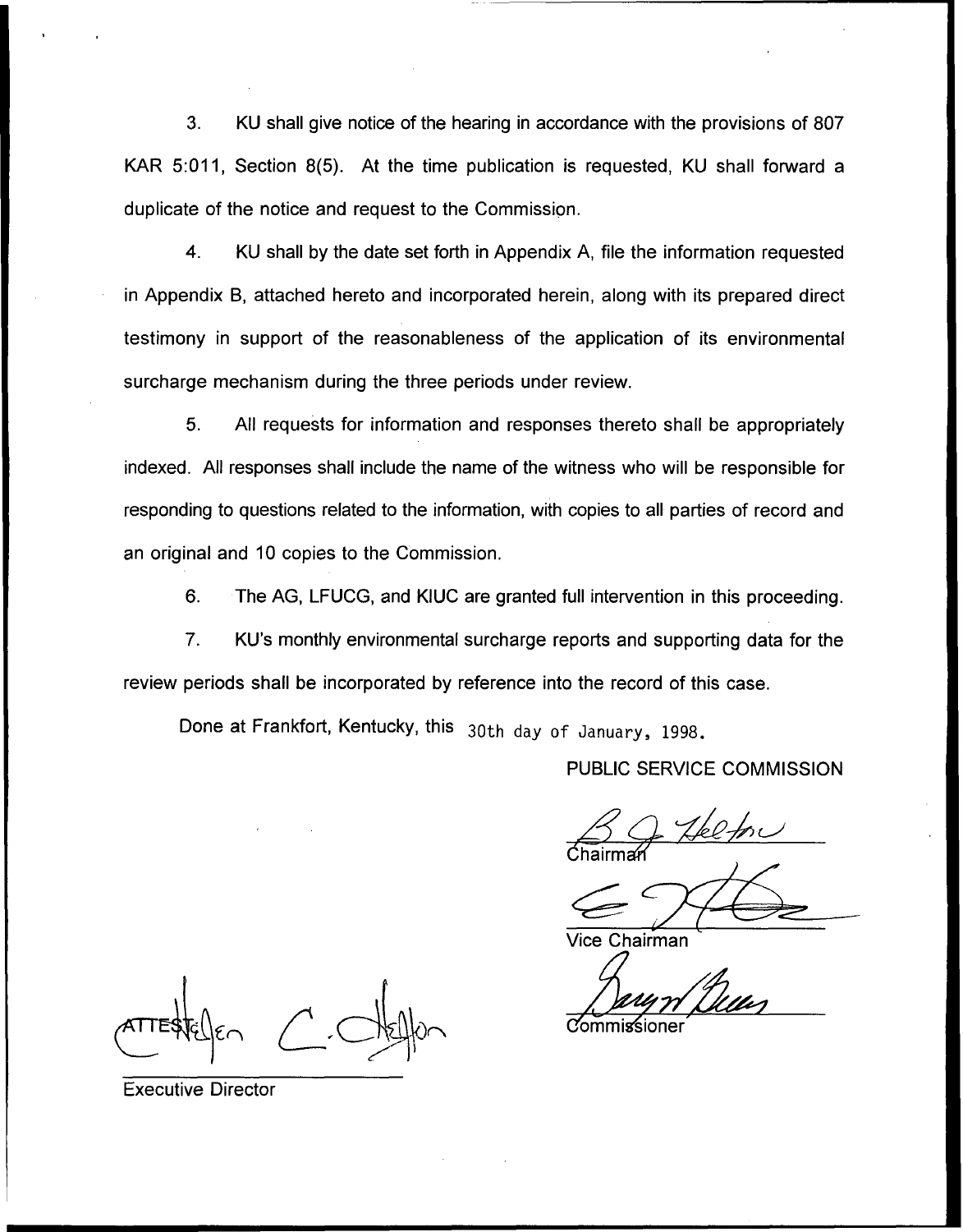3. KU shall give notice of the hearing in accordance with the provisions of 807 KAR 5:011, Section 8(5). At the time publication is requested, KU shall forward a duplicate of the notice and request to the Commission.

4. KU shall by the date set forth in Appendix A, file the information requested in Appendix B, attached hereto and incorporated herein, along with its prepared direct testimony in support of the reasonableness of the application of its environmental surcharge mechanism during the three periods under review.

5. All requests for information and responses thereto shall be appropriately indexed. All responses shall include the name of the witness who will be responsible for responding to questions related to the information, with copies to all parties of record and an original and 10 copies to the Commission.

6. The AG, LFUCG, and KIUC are granted full intervention in this proceeding.

7. KU's monthly environmental surcharge reports and supporting data for the review periods shall be incorporated by reference into the record of this case.

Done at Frankfort, Kentucky, this 30th day of January, 1998.

PUBLIC SERVICE COMMISSION

Chairman

Vice Chairman

Commissioner

ATTEST:

Executive Director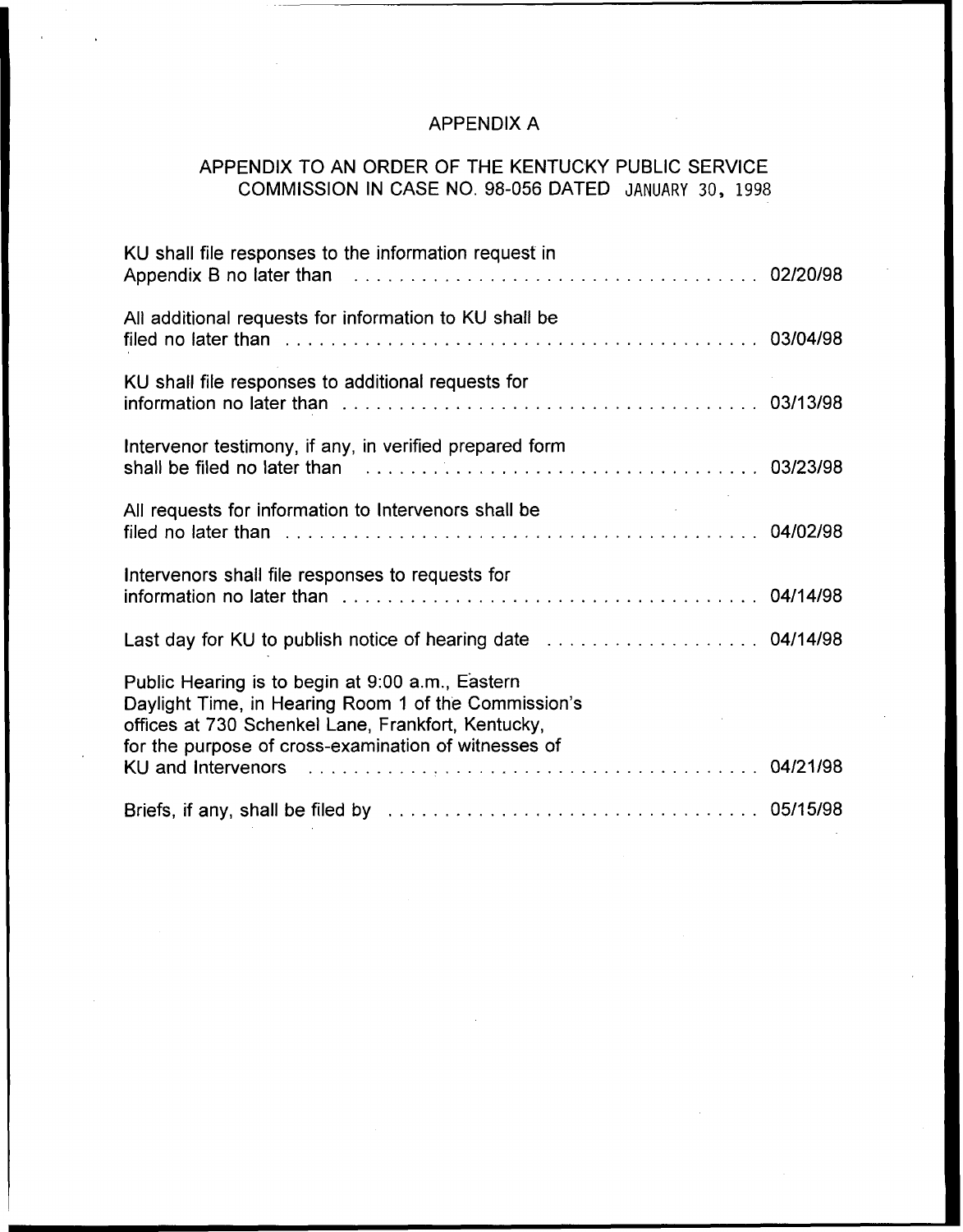# APPENDIX A

## APPENDIX TO AN ORDER OF THE KENTUCKY PUBLIC SERVICE COMMISSION IN CASE NO. 98-056 DATED JANUARY 30, 1998

| | |
|---|---|
| KU shall file responses to the information request in Appendix B no later than | 02/20/98 |
| All additional requests for information to KU shall be filed no later than | 03/04/98 |
| KU shall file responses to additional requests for information no later than | 03/13/98 |
| Intervenor testimony, if any, in verified prepared form shall be filed no later than | 03/23/98 |
| All requests for information to Intervenors shall be filed no later than | 04/02/98 |
| Intervenors shall file responses to requests for information no later than | 04/14/98 |
| Last day for KU to publish notice of hearing date | 04/14/98 |
| Public Hearing is to begin at 9:00 a.m., Eastern Daylight Time, in Hearing Room 1 of the Commission's offices at 730 Schenkel Lane, Frankfort, Kentucky, for the purpose of cross-examination of witnesses of KU and Intervenors | 04/21/98 |
| Briefs, if any, shall be filed by | 05/15/98 |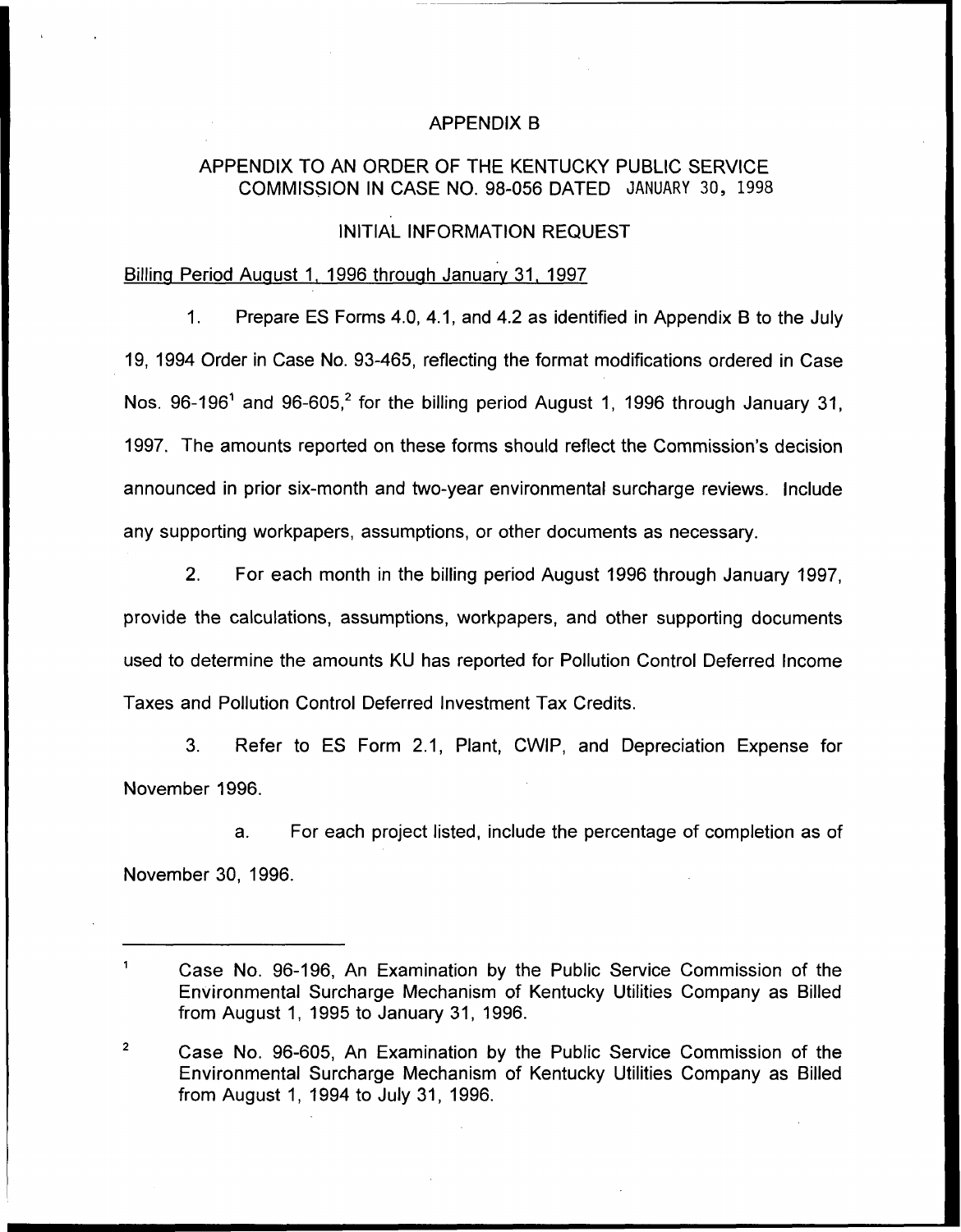# APPENDIX B

## APPENDIX TO AN ORDER OF THE KENTUCKY PUBLIC SERVICE COMMISSION IN CASE NO. 98-056 DATED JANUARY 30, 1998

## INITIAL INFORMATION REQUEST

Billing Period August 1, 1996 through January 31, 1997

1. Prepare ES Forms 4.0, 4.1, and 4.2 as identified in Appendix B to the July 19, 1994 Order in Case No. 93-465, reflecting the format modifications ordered in Case Nos. 96-196[1] and 96-605,[2] for the billing period August 1, 1996 through January 31, 1997. The amounts reported on these forms should reflect the Commission's decision announced in prior six-month and two-year environmental surcharge reviews. Include any supporting workpapers, assumptions, or other documents as necessary.

2. For each month in the billing period August 1996 through January 1997, provide the calculations, assumptions, workpapers, and other supporting documents used to determine the amounts KU has reported for Pollution Control Deferred Income Taxes and Pollution Control Deferred Investment Tax Credits.

3. Refer to ES Form 2.1, Plant, CWIP, and Depreciation Expense for November 1996.

   a. For each project listed, include the percentage of completion as of November 30, 1996.

---

[1] Case No. 96-196, An Examination by the Public Service Commission of the Environmental Surcharge Mechanism of Kentucky Utilities Company as Billed from August 1, 1995 to January 31, 1996.

[2] Case No. 96-605, An Examination by the Public Service Commission of the Environmental Surcharge Mechanism of Kentucky Utilities Company as Billed from August 1, 1994 to July 31, 1996.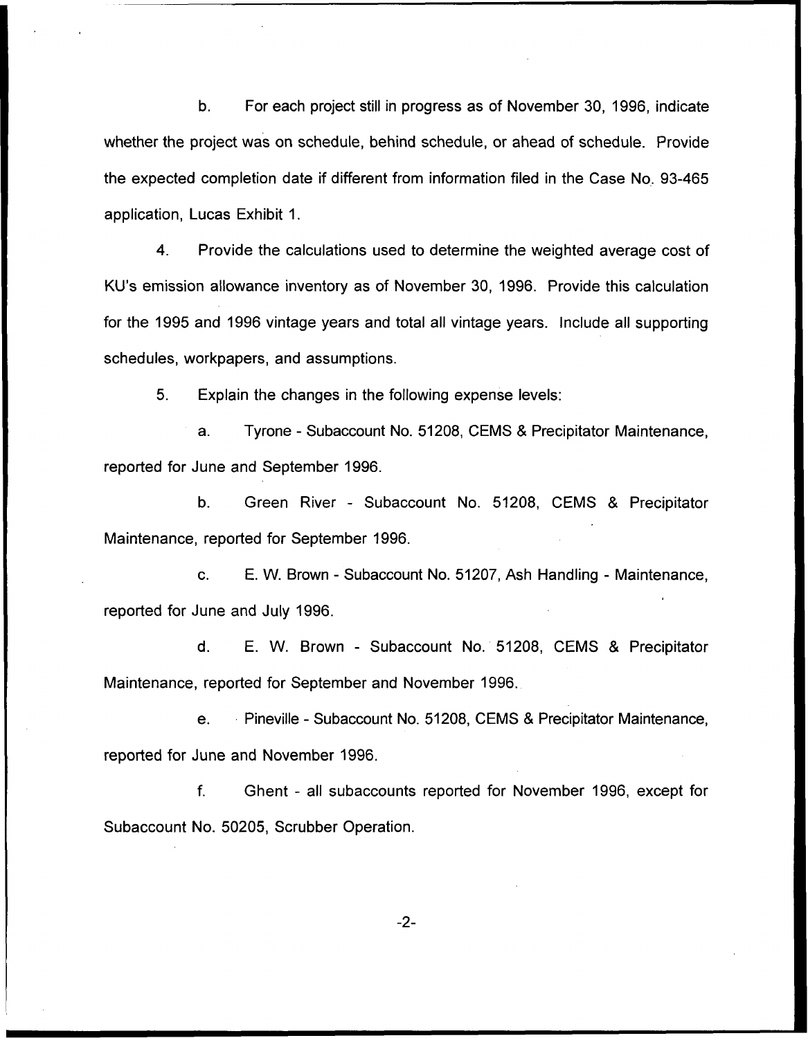b. For each project still in progress as of November 30, 1996, indicate whether the project was on schedule, behind schedule, or ahead of schedule. Provide the expected completion date if different from information filed in the Case No. 93-465 application, Lucas Exhibit 1.

4. Provide the calculations used to determine the weighted average cost of KU's emission allowance inventory as of November 30, 1996. Provide this calculation for the 1995 and 1996 vintage years and total all vintage years. Include all supporting schedules, workpapers, and assumptions.

5. Explain the changes in the following expense levels:

a. Tyrone - Subaccount No. 51208, CEMS & Precipitator Maintenance, reported for June and September 1996.

b. Green River - Subaccount No. 51208, CEMS & Precipitator Maintenance, reported for September 1996.

c. E. W. Brown - Subaccount No. 51207, Ash Handling - Maintenance, reported for June and July 1996.

d. E. W. Brown - Subaccount No. 51208, CEMS & Precipitator Maintenance, reported for September and November 1996.

e. Pineville - Subaccount No. 51208, CEMS & Precipitator Maintenance, reported for June and November 1996.

f. Ghent - all subaccounts reported for November 1996, except for Subaccount No. 50205, Scrubber Operation.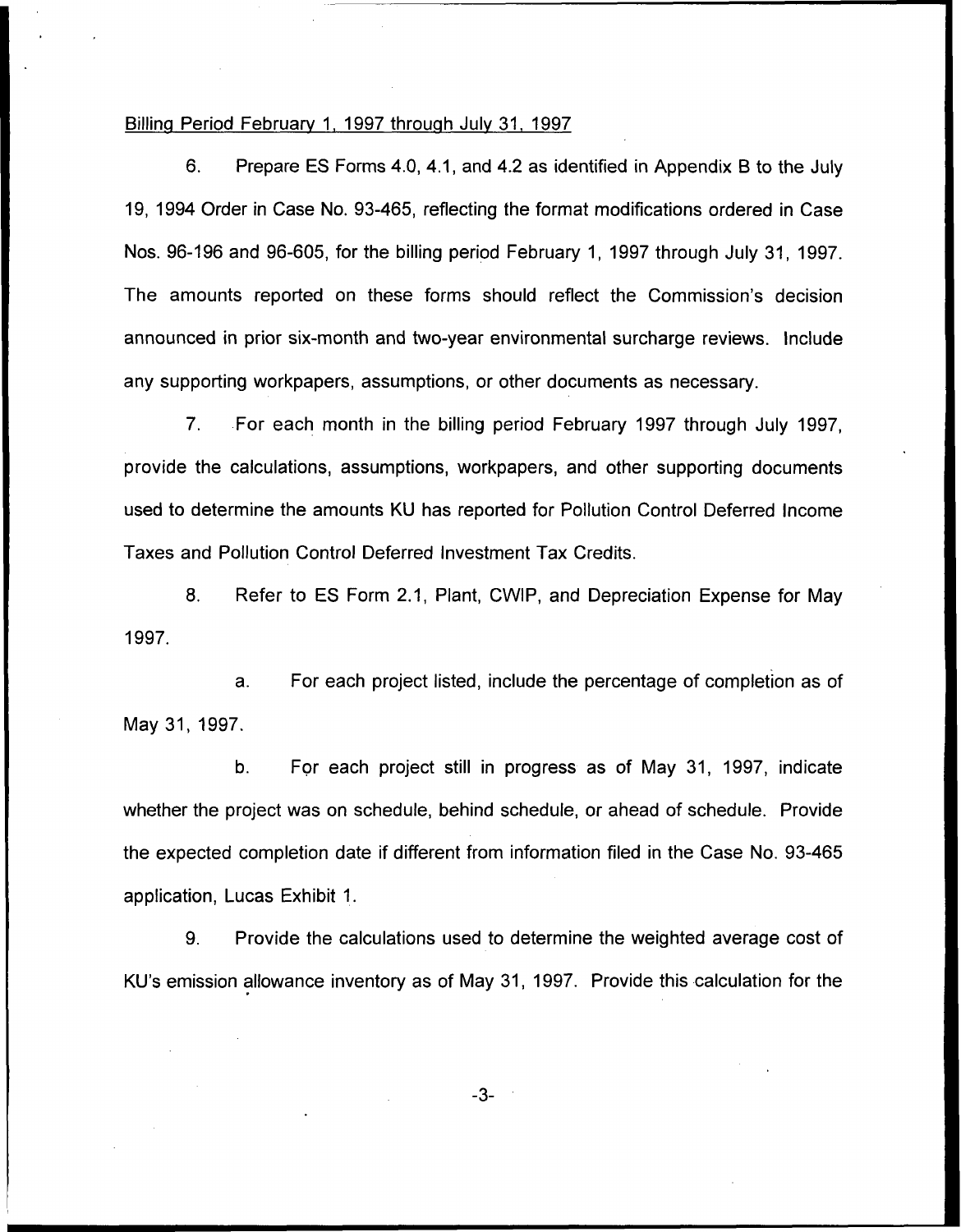Billing Period February 1, 1997 through July 31, 1997

6. Prepare ES Forms 4.0, 4.1, and 4.2 as identified in Appendix B to the July 19, 1994 Order in Case No. 93-465, reflecting the format modifications ordered in Case Nos. 96-196 and 96-605, for the billing period February 1, 1997 through July 31, 1997. The amounts reported on these forms should reflect the Commission's decision announced in prior six-month and two-year environmental surcharge reviews. Include any supporting workpapers, assumptions, or other documents as necessary.

7. For each month in the billing period February 1997 through July 1997, provide the calculations, assumptions, workpapers, and other supporting documents used to determine the amounts KU has reported for Pollution Control Deferred Income Taxes and Pollution Control Deferred Investment Tax Credits.

8. Refer to ES Form 2.1, Plant, CWIP, and Depreciation Expense for May 1997.

a. For each project listed, include the percentage of completion as of May 31, 1997.

b. For each project still in progress as of May 31, 1997, indicate whether the project was on schedule, behind schedule, or ahead of schedule. Provide the expected completion date if different from information filed in the Case No. 93-465 application, Lucas Exhibit 1.

9. Provide the calculations used to determine the weighted average cost of KU's emission allowance inventory as of May 31, 1997. Provide this calculation for the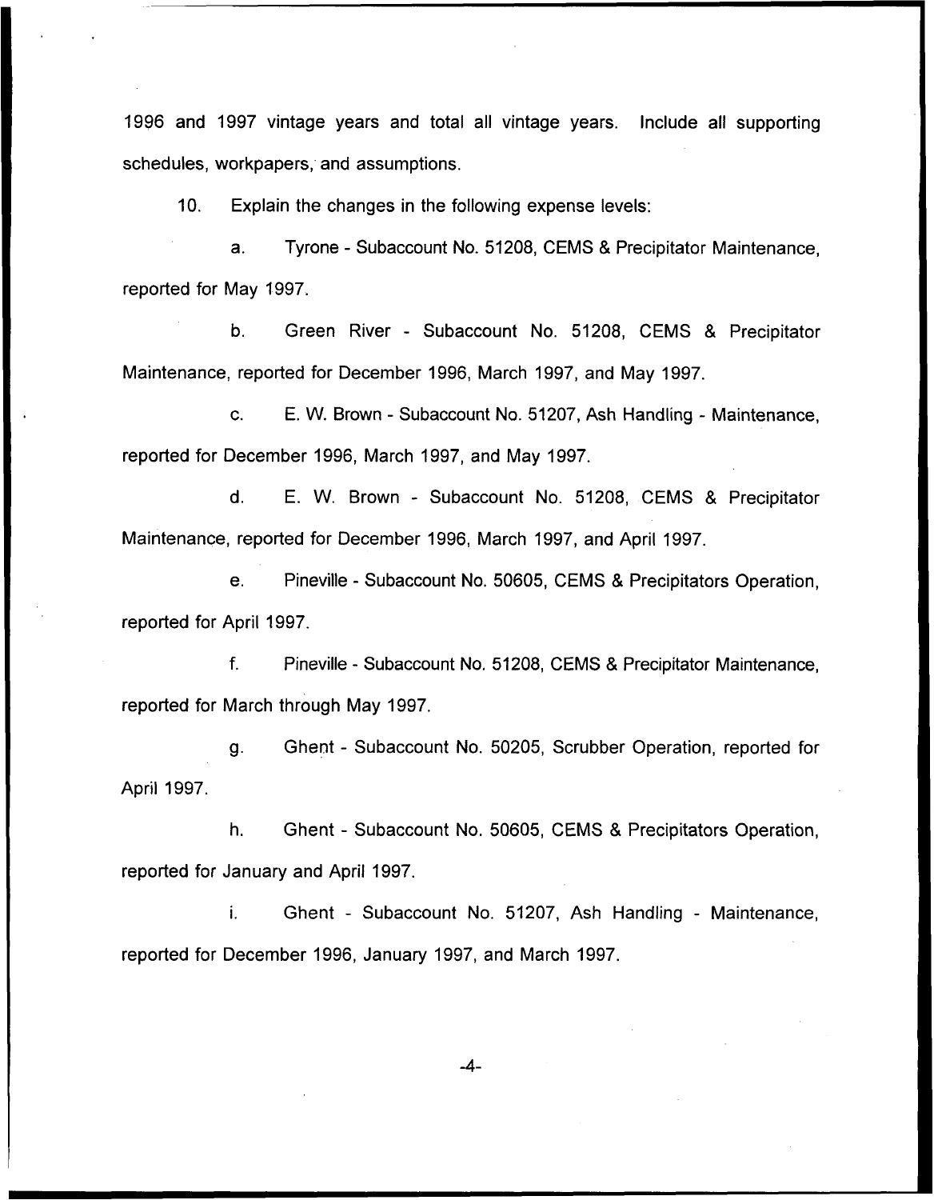1996 and 1997 vintage years and total all vintage years. Include all supporting schedules, workpapers, and assumptions.

10. Explain the changes in the following expense levels:

a. Tyrone - Subaccount No. 51208, CEMS & Precipitator Maintenance, reported for May 1997.

b. Green River - Subaccount No. 51208, CEMS & Precipitator Maintenance, reported for December 1996, March 1997, and May 1997.

c. E. W. Brown - Subaccount No. 51207, Ash Handling - Maintenance, reported for December 1996, March 1997, and May 1997.

d. E. W. Brown - Subaccount No. 51208, CEMS & Precipitator Maintenance, reported for December 1996, March 1997, and April 1997.

e. Pineville - Subaccount No. 50605, CEMS & Precipitators Operation, reported for April 1997.

f. Pineville - Subaccount No. 51208, CEMS & Precipitator Maintenance, reported for March through May 1997.

g. Ghent - Subaccount No. 50205, Scrubber Operation, reported for April 1997.

h. Ghent - Subaccount No. 50605, CEMS & Precipitators Operation, reported for January and April 1997.

i. Ghent - Subaccount No. 51207, Ash Handling - Maintenance, reported for December 1996, January 1997, and March 1997.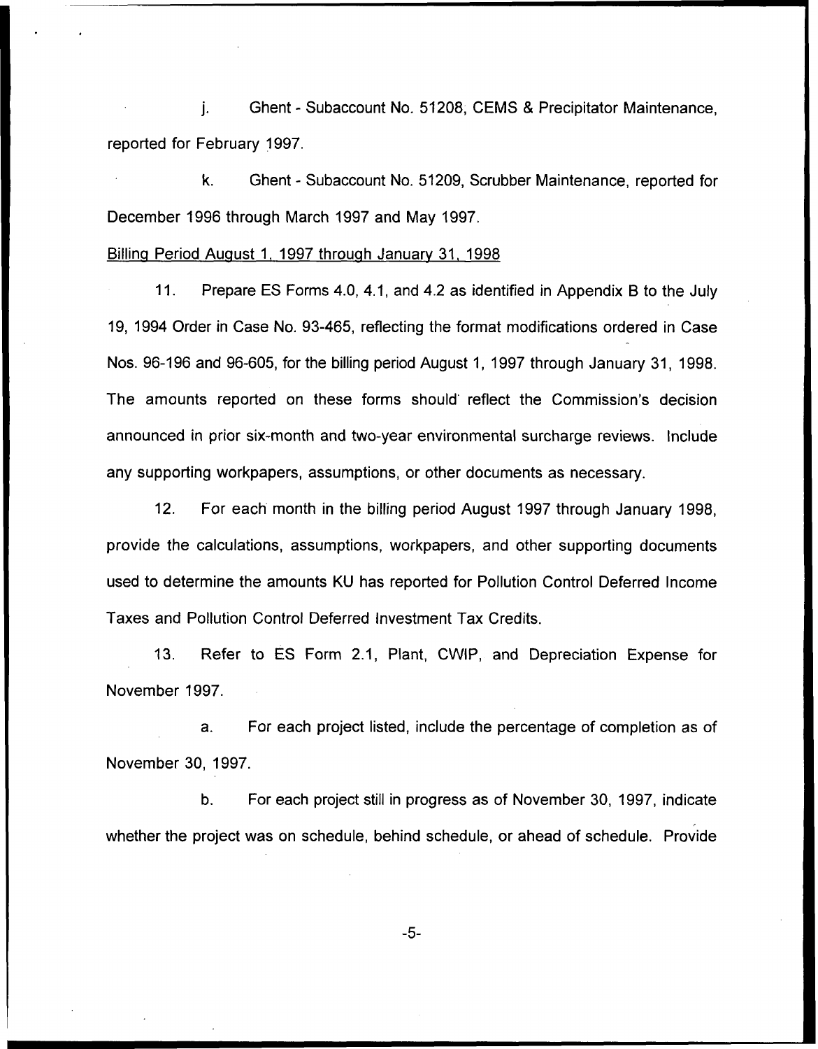j. Ghent - Subaccount No. 51208, CEMS & Precipitator Maintenance, reported for February 1997.

k. Ghent - Subaccount No. 51209, Scrubber Maintenance, reported for December 1996 through March 1997 and May 1997.

Billing Period August 1, 1997 through January 31, 1998

11. Prepare ES Forms 4.0, 4.1, and 4.2 as identified in Appendix B to the July 19, 1994 Order in Case No. 93-465, reflecting the format modifications ordered in Case Nos. 96-196 and 96-605, for the billing period August 1, 1997 through January 31, 1998. The amounts reported on these forms should reflect the Commission's decision announced in prior six-month and two-year environmental surcharge reviews. Include any supporting workpapers, assumptions, or other documents as necessary.

12. For each month in the billing period August 1997 through January 1998, provide the calculations, assumptions, workpapers, and other supporting documents used to determine the amounts KU has reported for Pollution Control Deferred Income Taxes and Pollution Control Deferred Investment Tax Credits.

13. Refer to ES Form 2.1, Plant, CWIP, and Depreciation Expense for November 1997.

a. For each project listed, include the percentage of completion as of November 30, 1997.

b. For each project still in progress as of November 30, 1997, indicate whether the project was on schedule, behind schedule, or ahead of schedule. Provide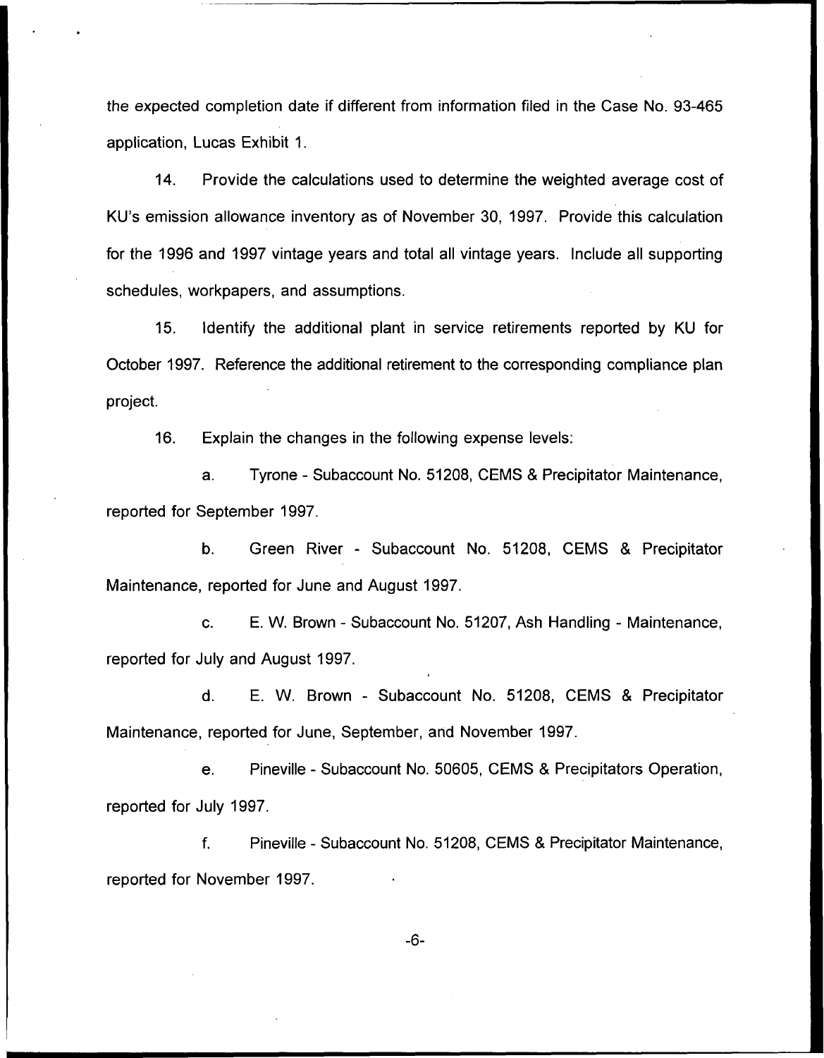the expected completion date if different from information filed in the Case No. 93-465 application, Lucas Exhibit 1.

14. Provide the calculations used to determine the weighted average cost of KU's emission allowance inventory as of November 30, 1997. Provide this calculation for the 1996 and 1997 vintage years and total all vintage years. Include all supporting schedules, workpapers, and assumptions.

15. Identify the additional plant in service retirements reported by KU for October 1997. Reference the additional retirement to the corresponding compliance plan project.

16. Explain the changes in the following expense levels:

a. Tyrone - Subaccount No. 51208, CEMS & Precipitator Maintenance, reported for September 1997.

b. Green River - Subaccount No. 51208, CEMS & Precipitator Maintenance, reported for June and August 1997.

c. E. W. Brown - Subaccount No. 51207, Ash Handling - Maintenance, reported for July and August 1997.

d. E. W. Brown - Subaccount No. 51208, CEMS & Precipitator Maintenance, reported for June, September, and November 1997.

e. Pineville - Subaccount No. 50605, CEMS & Precipitators Operation, reported for July 1997.

f. Pineville - Subaccount No. 51208, CEMS & Precipitator Maintenance, reported for November 1997.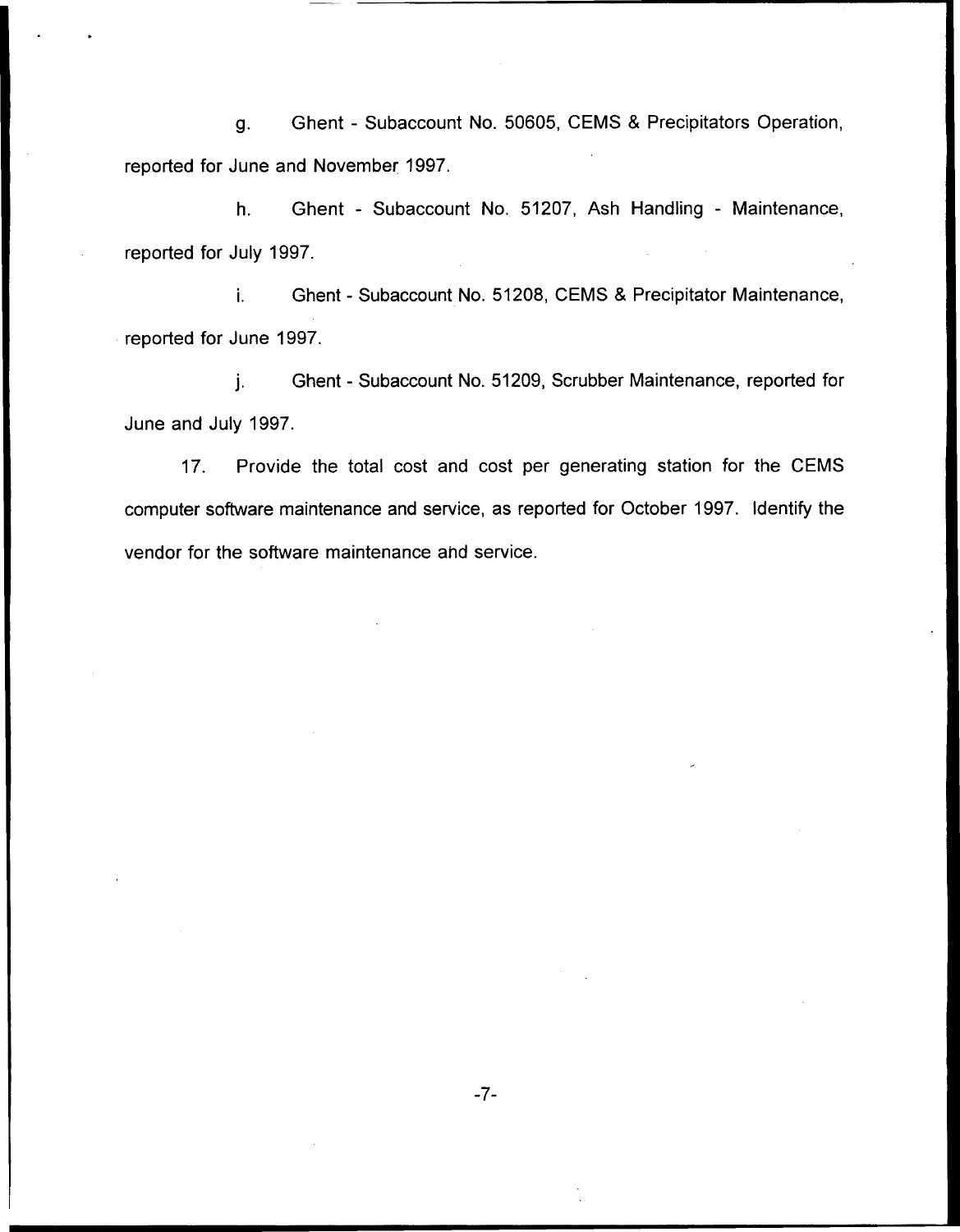g. Ghent - Subaccount No. 50605, CEMS & Precipitators Operation, reported for June and November 1997.

h. Ghent - Subaccount No. 51207, Ash Handling - Maintenance, reported for July 1997.

i. Ghent - Subaccount No. 51208, CEMS & Precipitator Maintenance, reported for June 1997.

j. Ghent - Subaccount No. 51209, Scrubber Maintenance, reported for June and July 1997.

17. Provide the total cost and cost per generating station for the CEMS computer software maintenance and service, as reported for October 1997. Identify the vendor for the software maintenance and service.